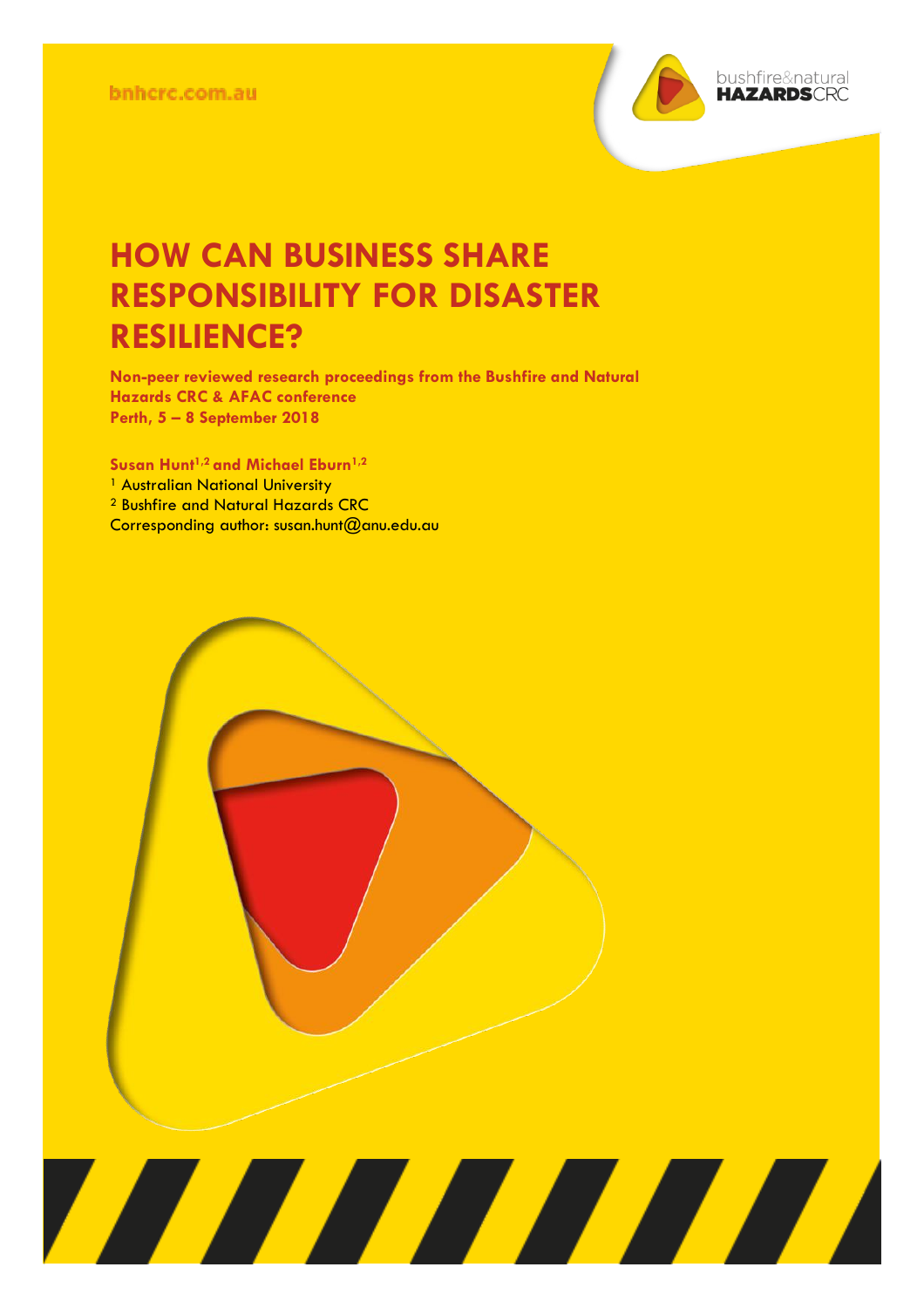bnhcrc.com.au

# HOW CAN BUSINESS SHARE RESPONSIBILITY FOR DISASTER RESILIENCE?

**Non-peer reviewed research proceedings from the Bushfire and Natural Hazards CRC & AFAC conference**
**Perth, 5 – 8 September 2018**

**Susan Hunt[1,2] and Michael Eburn[1,2]**
[1] Australian National University
[2] Bushfire and Natural Hazards CRC
Corresponding author: susan.hunt@anu.edu.au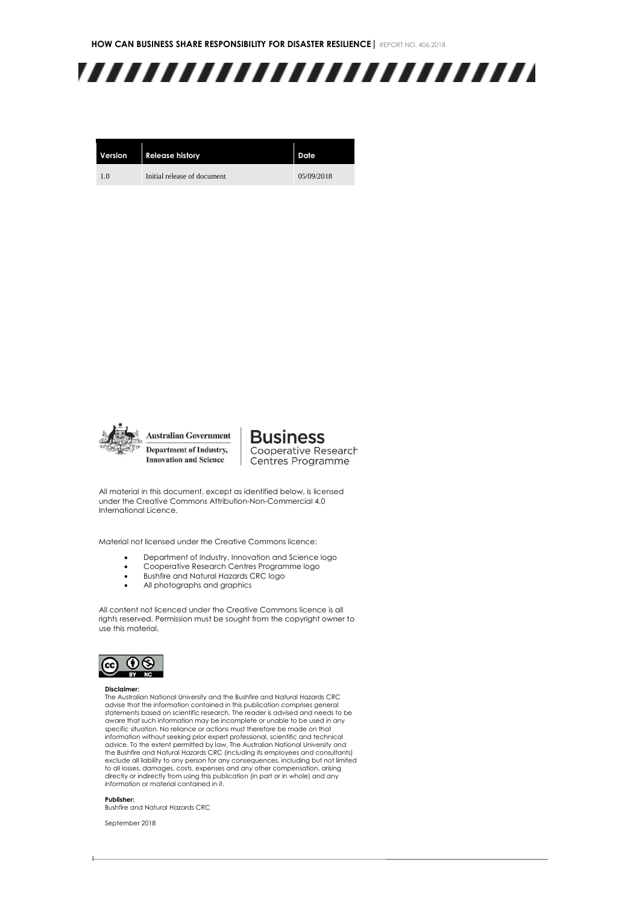| Version | Release history | Date |
|---|---|---|
| 1.0 | Initial release of document | 05/09/2018 |

Australian Government
Department of Industry, Innovation and Science

Business Cooperative Research Centres Programme

All material in this document, except as identified below, is licensed under the Creative Commons Attribution-Non-Commercial 4.0 International Licence.

Material not licensed under the Creative Commons licence:

- Department of Industry, Innovation and Science logo
- Cooperative Research Centres Programme logo
- Bushfire and Natural Hazards CRC logo
- All photographs and graphics

All content not licenced under the Creative Commons licence is all rights reserved. Permission must be sought from the copyright owner to use this material.

**Disclaimer:**
The Australian National University and the Bushfire and Natural Hazards CRC advise that the information contained in this publication comprises general statements based on scientific research. The reader is advised and needs to be aware that such information may be incomplete or unable to be used in any specific situation. No reliance or actions must therefore be made on that information without seeking prior expert professional, scientific and technical advice. To the extent permitted by law, The Australian National University and the Bushfire and Natural Hazards CRC (including its employees and consultants) exclude all liability to any person for any consequences, including but not limited to all losses, damages, costs, expenses and any other compensation, arising directly or indirectly from using this publication (in part or in whole) and any information or material contained in it.

**Publisher:**
Bushfire and Natural Hazards CRC

September 2018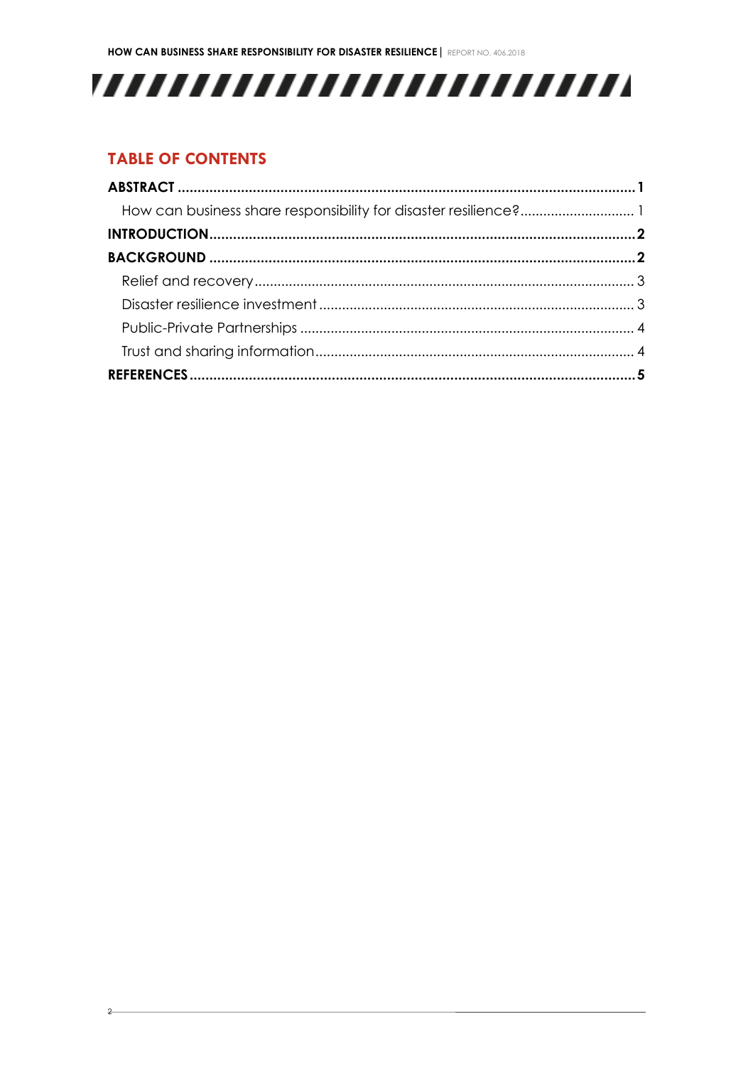## TABLE OF CONTENTS

**ABSTRACT** .......... **1**

How can business share responsibility for disaster resilience? .......... 1

**INTRODUCTION** .......... **2**

**BACKGROUND** .......... **2**

Relief and recovery .......... 3

Disaster resilience investment .......... 3

Public-Private Partnerships .......... 4

Trust and sharing information .......... 4

**REFERENCES** .......... **5**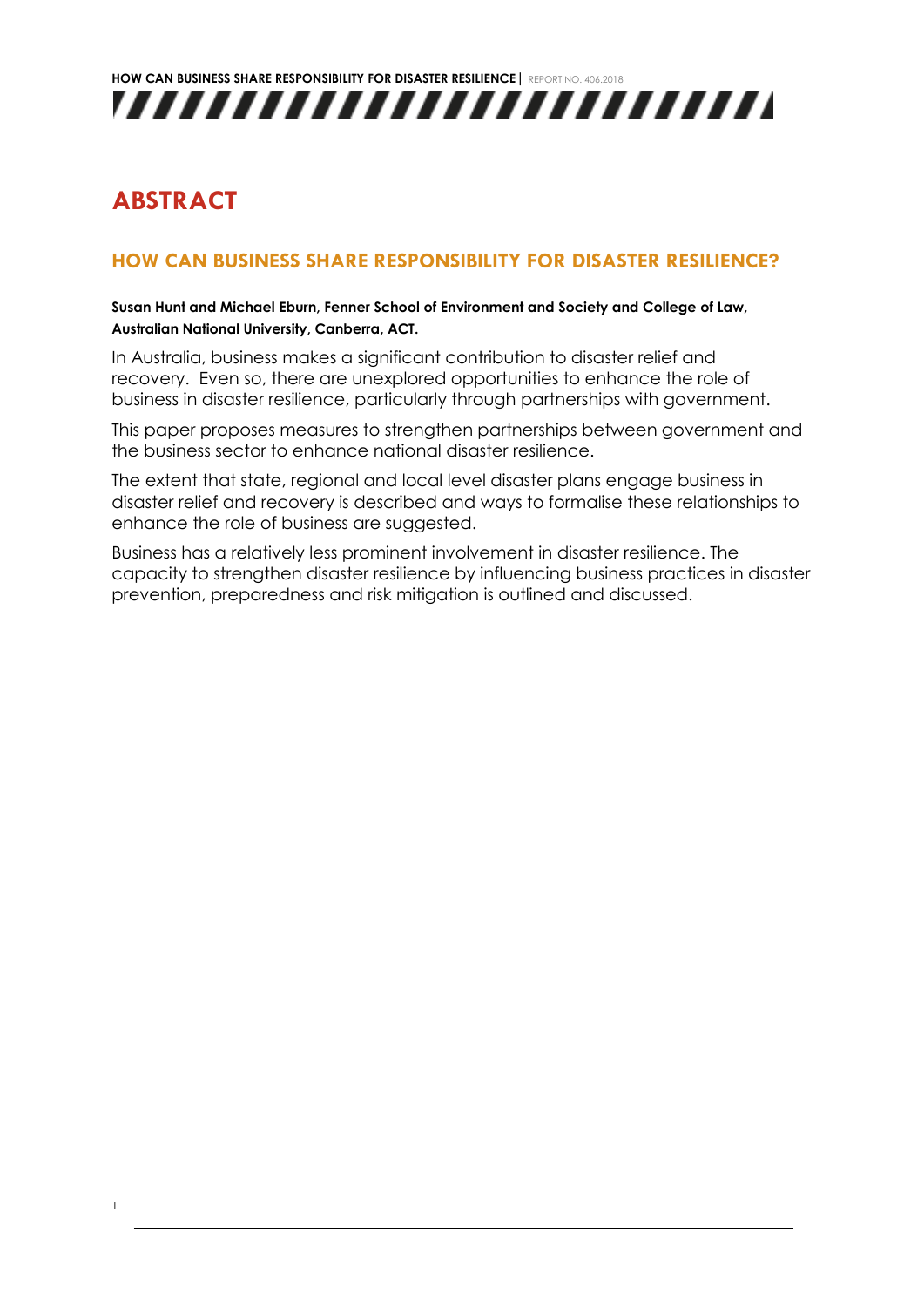# ABSTRACT

## HOW CAN BUSINESS SHARE RESPONSIBILITY FOR DISASTER RESILIENCE?

**Susan Hunt and Michael Eburn, Fenner School of Environment and Society and College of Law, Australian National University, Canberra, ACT.**

In Australia, business makes a significant contribution to disaster relief and recovery. Even so, there are unexplored opportunities to enhance the role of business in disaster resilience, particularly through partnerships with government.

This paper proposes measures to strengthen partnerships between government and the business sector to enhance national disaster resilience.

The extent that state, regional and local level disaster plans engage business in disaster relief and recovery is described and ways to formalise these relationships to enhance the role of business are suggested.

Business has a relatively less prominent involvement in disaster resilience. The capacity to strengthen disaster resilience by influencing business practices in disaster prevention, preparedness and risk mitigation is outlined and discussed.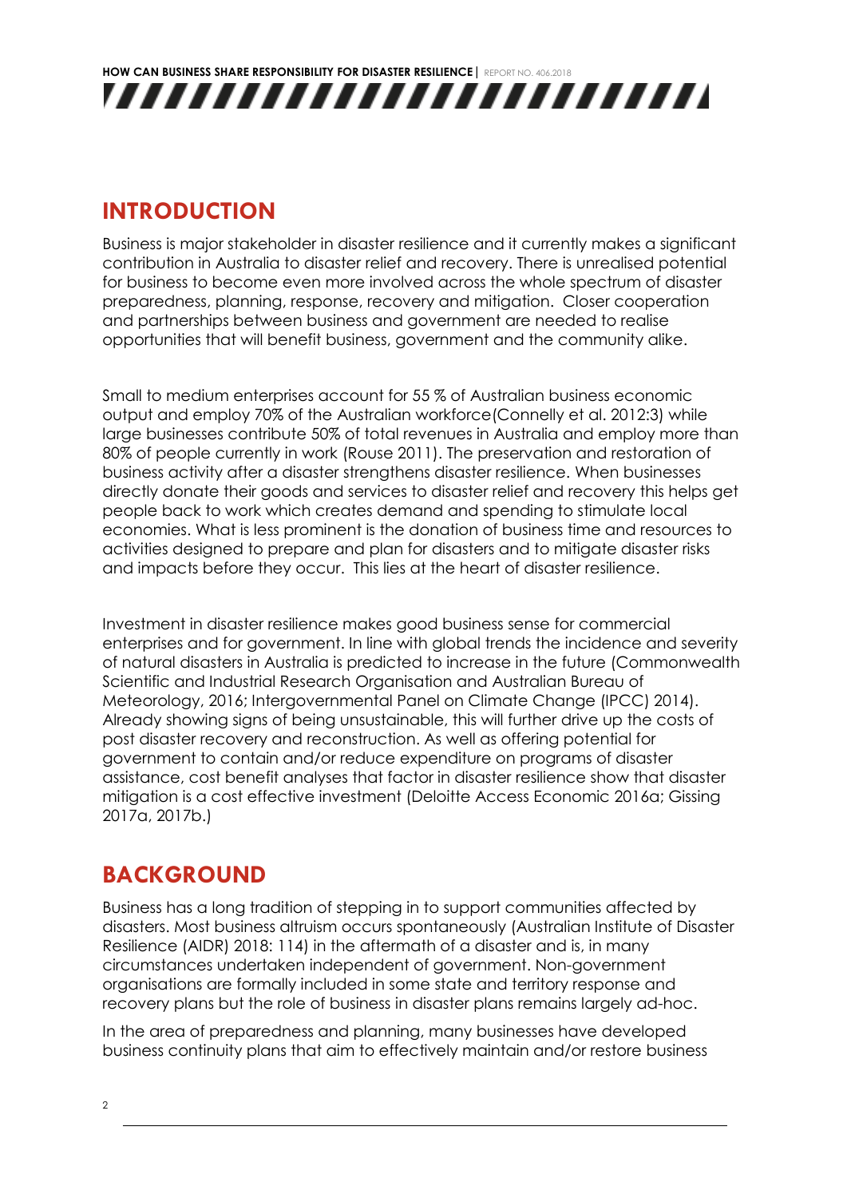## INTRODUCTION

Business is major stakeholder in disaster resilience and it currently makes a significant contribution in Australia to disaster relief and recovery. There is unrealised potential for business to become even more involved across the whole spectrum of disaster preparedness, planning, response, recovery and mitigation. Closer cooperation and partnerships between business and government are needed to realise opportunities that will benefit business, government and the community alike.

Small to medium enterprises account for 55 % of Australian business economic output and employ 70% of the Australian workforce(Connelly et al. 2012:3) while large businesses contribute 50% of total revenues in Australia and employ more than 80% of people currently in work (Rouse 2011). The preservation and restoration of business activity after a disaster strengthens disaster resilience. When businesses directly donate their goods and services to disaster relief and recovery this helps get people back to work which creates demand and spending to stimulate local economies. What is less prominent is the donation of business time and resources to activities designed to prepare and plan for disasters and to mitigate disaster risks and impacts before they occur. This lies at the heart of disaster resilience.

Investment in disaster resilience makes good business sense for commercial enterprises and for government. In line with global trends the incidence and severity of natural disasters in Australia is predicted to increase in the future (Commonwealth Scientific and Industrial Research Organisation and Australian Bureau of Meteorology, 2016; Intergovernmental Panel on Climate Change (IPCC) 2014). Already showing signs of being unsustainable, this will further drive up the costs of post disaster recovery and reconstruction. As well as offering potential for government to contain and/or reduce expenditure on programs of disaster assistance, cost benefit analyses that factor in disaster resilience show that disaster mitigation is a cost effective investment (Deloitte Access Economic 2016a; Gissing 2017a, 2017b.)

## BACKGROUND

Business has a long tradition of stepping in to support communities affected by disasters. Most business altruism occurs spontaneously (Australian Institute of Disaster Resilience (AIDR) 2018: 114) in the aftermath of a disaster and is, in many circumstances undertaken independent of government. Non-government organisations are formally included in some state and territory response and recovery plans but the role of business in disaster plans remains largely ad-hoc.

In the area of preparedness and planning, many businesses have developed business continuity plans that aim to effectively maintain and/or restore business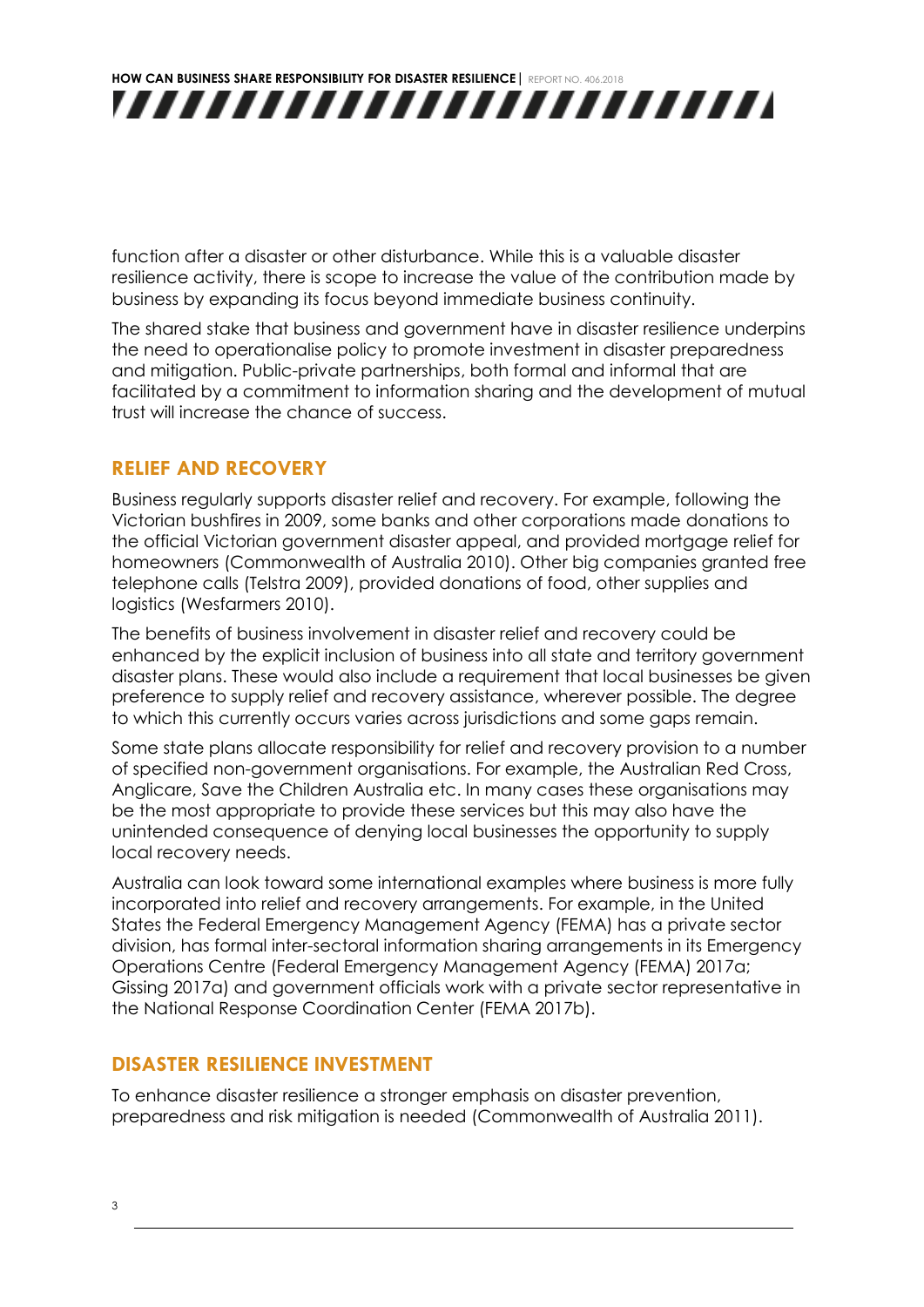function after a disaster or other disturbance. While this is a valuable disaster resilience activity, there is scope to increase the value of the contribution made by business by expanding its focus beyond immediate business continuity.

The shared stake that business and government have in disaster resilience underpins the need to operationalise policy to promote investment in disaster preparedness and mitigation. Public-private partnerships, both formal and informal that are facilitated by a commitment to information sharing and the development of mutual trust will increase the chance of success.

## RELIEF AND RECOVERY

Business regularly supports disaster relief and recovery. For example, following the Victorian bushfires in 2009, some banks and other corporations made donations to the official Victorian government disaster appeal, and provided mortgage relief for homeowners (Commonwealth of Australia 2010). Other big companies granted free telephone calls (Telstra 2009), provided donations of food, other supplies and logistics (Wesfarmers 2010).

The benefits of business involvement in disaster relief and recovery could be enhanced by the explicit inclusion of business into all state and territory government disaster plans. These would also include a requirement that local businesses be given preference to supply relief and recovery assistance, wherever possible. The degree to which this currently occurs varies across jurisdictions and some gaps remain.

Some state plans allocate responsibility for relief and recovery provision to a number of specified non-government organisations. For example, the Australian Red Cross, Anglicare, Save the Children Australia etc. In many cases these organisations may be the most appropriate to provide these services but this may also have the unintended consequence of denying local businesses the opportunity to supply local recovery needs.

Australia can look toward some international examples where business is more fully incorporated into relief and recovery arrangements. For example, in the United States the Federal Emergency Management Agency (FEMA) has a private sector division, has formal inter-sectoral information sharing arrangements in its Emergency Operations Centre (Federal Emergency Management Agency (FEMA) 2017a; Gissing 2017a) and government officials work with a private sector representative in the National Response Coordination Center (FEMA 2017b).

## DISASTER RESILIENCE INVESTMENT

To enhance disaster resilience a stronger emphasis on disaster prevention, preparedness and risk mitigation is needed (Commonwealth of Australia 2011).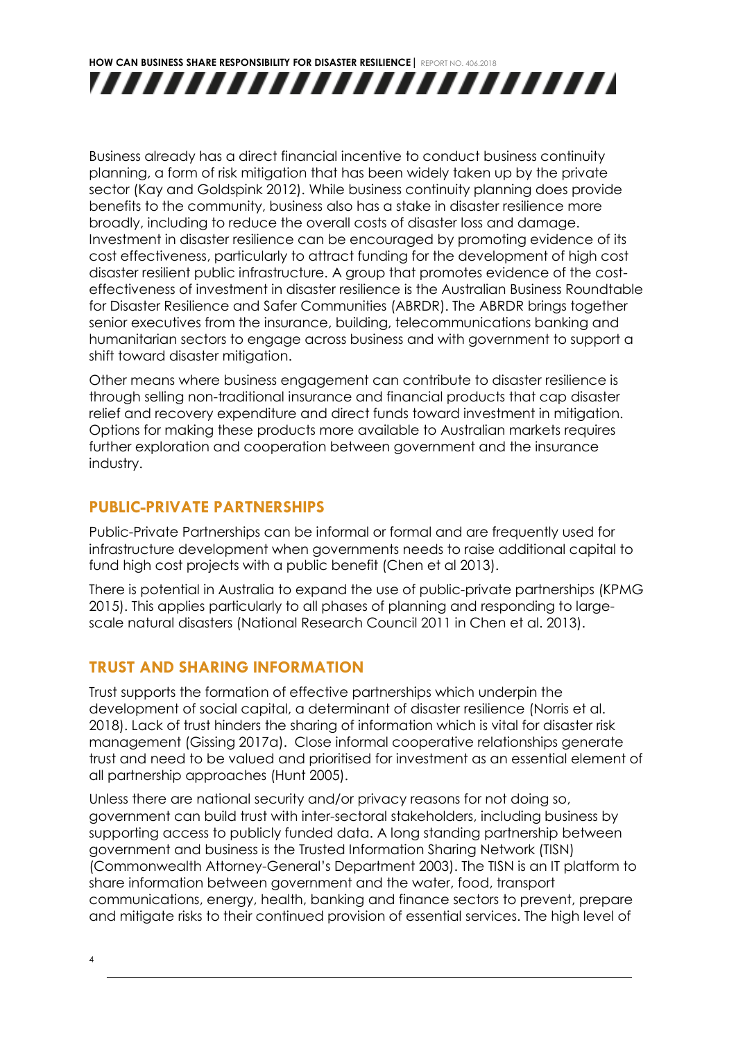Business already has a direct financial incentive to conduct business continuity planning, a form of risk mitigation that has been widely taken up by the private sector (Kay and Goldspink 2012). While business continuity planning does provide benefits to the community, business also has a stake in disaster resilience more broadly, including to reduce the overall costs of disaster loss and damage. Investment in disaster resilience can be encouraged by promoting evidence of its cost effectiveness, particularly to attract funding for the development of high cost disaster resilient public infrastructure. A group that promotes evidence of the cost-effectiveness of investment in disaster resilience is the Australian Business Roundtable for Disaster Resilience and Safer Communities (ABRDR). The ABRDR brings together senior executives from the insurance, building, telecommunications banking and humanitarian sectors to engage across business and with government to support a shift toward disaster mitigation.

Other means where business engagement can contribute to disaster resilience is through selling non-traditional insurance and financial products that cap disaster relief and recovery expenditure and direct funds toward investment in mitigation. Options for making these products more available to Australian markets requires further exploration and cooperation between government and the insurance industry.

## PUBLIC-PRIVATE PARTNERSHIPS

Public-Private Partnerships can be informal or formal and are frequently used for infrastructure development when governments needs to raise additional capital to fund high cost projects with a public benefit (Chen et al 2013).

There is potential in Australia to expand the use of public-private partnerships (KPMG 2015). This applies particularly to all phases of planning and responding to large-scale natural disasters (National Research Council 2011 in Chen et al. 2013).

## TRUST AND SHARING INFORMATION

Trust supports the formation of effective partnerships which underpin the development of social capital, a determinant of disaster resilience (Norris et al. 2018). Lack of trust hinders the sharing of information which is vital for disaster risk management (Gissing 2017a). Close informal cooperative relationships generate trust and need to be valued and prioritised for investment as an essential element of all partnership approaches (Hunt 2005).

Unless there are national security and/or privacy reasons for not doing so, government can build trust with inter-sectoral stakeholders, including business by supporting access to publicly funded data. A long standing partnership between government and business is the Trusted Information Sharing Network (TISN) (Commonwealth Attorney-General's Department 2003). The TISN is an IT platform to share information between government and the water, food, transport communications, energy, health, banking and finance sectors to prevent, prepare and mitigate risks to their continued provision of essential services. The high level of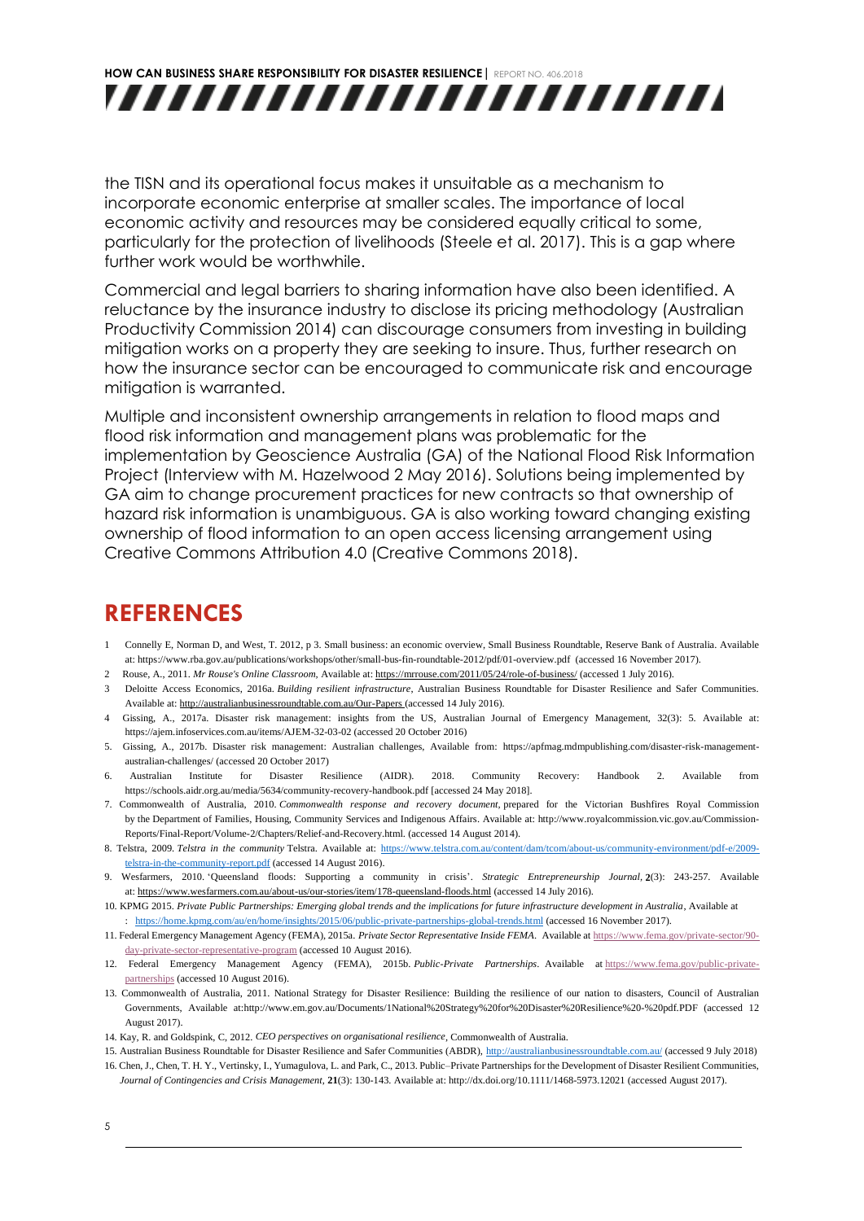the TISN and its operational focus makes it unsuitable as a mechanism to incorporate economic enterprise at smaller scales. The importance of local economic activity and resources may be considered equally critical to some, particularly for the protection of livelihoods (Steele et al. 2017). This is a gap where further work would be worthwhile.

Commercial and legal barriers to sharing information have also been identified. A reluctance by the insurance industry to disclose its pricing methodology (Australian Productivity Commission 2014) can discourage consumers from investing in building mitigation works on a property they are seeking to insure. Thus, further research on how the insurance sector can be encouraged to communicate risk and encourage mitigation is warranted.

Multiple and inconsistent ownership arrangements in relation to flood maps and flood risk information and management plans was problematic for the implementation by Geoscience Australia (GA) of the National Flood Risk Information Project (Interview with M. Hazelwood 2 May 2016). Solutions being implemented by GA aim to change procurement practices for new contracts so that ownership of hazard risk information is unambiguous. GA is also working toward changing existing ownership of flood information to an open access licensing arrangement using Creative Commons Attribution 4.0 (Creative Commons 2018).

## REFERENCES

1 Connelly E, Norman D, and West, T. 2012, p 3. Small business: an economic overview, Small Business Roundtable, Reserve Bank of Australia. Available at: https://www.rba.gov.au/publications/workshops/other/small-bus-fin-roundtable-2012/pdf/01-overview.pdf (accessed 16 November 2017).

2 Rouse, A., 2011. *Mr Rouse's Online Classroom*, Available at: https://mrrouse.com/2011/05/24/role-of-business/ (accessed 1 July 2016).

3 Deloitte Access Economics, 2016a. *Building resilient infrastructure*, Australian Business Roundtable for Disaster Resilience and Safer Communities. Available at: http://australianbusinessroundtable.com.au/Our-Papers (accessed 14 July 2016).

4 Gissing, A., 2017a. Disaster risk management: insights from the US, Australian Journal of Emergency Management, 32(3): 5. Available at: https://ajem.infoservices.com.au/items/AJEM-32-03-02 (accessed 20 October 2016)

5. Gissing, A., 2017b. Disaster risk management: Australian challenges, Available from: https://apfmag.mdmpublishing.com/disaster-risk-management-australian-challenges/ (accessed 20 October 2017)

6. Australian Institute for Disaster Resilience (AIDR). 2018. Community Recovery: Handbook 2. Available from https://schools.aidr.org.au/media/5634/community-recovery-handbook.pdf [accessed 24 May 2018].

7. Commonwealth of Australia, 2010. *Commonwealth response and recovery document*, prepared for the Victorian Bushfires Royal Commission by the Department of Families, Housing, Community Services and Indigenous Affairs. Available at: http://www.royalcommission.vic.gov.au/Commission-Reports/Final-Report/Volume-2/Chapters/Relief-and-Recovery.html. (accessed 14 August 2014).

8. Telstra, 2009. *Telstra in the community* Telstra. Available at: https://www.telstra.com.au/content/dam/tcom/about-us/community-environment/pdf-e/2009-telstra-in-the-community-report.pdf (accessed 14 August 2016).

9. Wesfarmers, 2010. 'Queensland floods: Supporting a community in crisis'. *Strategic Entrepreneurship Journal*, **2**(3): 243-257. Available at: https://www.wesfarmers.com.au/about-us/our-stories/item/178-queensland-floods.html (accessed 14 July 2016).

10. KPMG 2015. *Private Public Partnerships: Emerging global trends and the implications for future infrastructure development in Australia*, Available at : https://home.kpmg.com/au/en/home/insights/2015/06/public-private-partnerships-global-trends.html (accessed 16 November 2017).

11. Federal Emergency Management Agency (FEMA), 2015a. *Private Sector Representative Inside FEMA*. Available at https://www.fema.gov/private-sector/90-day-private-sector-representative-program (accessed 10 August 2016).

12. Federal Emergency Management Agency (FEMA), 2015b. *Public-Private Partnerships*. Available at https://www.fema.gov/public-private-partnerships (accessed 10 August 2016).

13. Commonwealth of Australia, 2011. National Strategy for Disaster Resilience: Building the resilience of our nation to disasters, Council of Australian Governments, Available at:http://www.em.gov.au/Documents/1National%20Strategy%20for%20Disaster%20Resilience%20-%20pdf.PDF (accessed 12 August 2017).

14. Kay, R. and Goldspink, C, 2012. *CEO perspectives on organisational resilience*, Commonwealth of Australia.

15. Australian Business Roundtable for Disaster Resilience and Safer Communities (ABDR), http://australianbusinessroundtable.com.au/ (accessed 9 July 2018)

16. Chen, J., Chen, T. H. Y., Vertinsky, I., Yumagulova, L. and Park, C., 2013. Public–Private Partnerships for the Development of Disaster Resilient Communities, *Journal of Contingencies and Crisis Management*, **21**(3): 130-143. Available at: http://dx.doi.org/10.1111/1468-5973.12021 (accessed August 2017).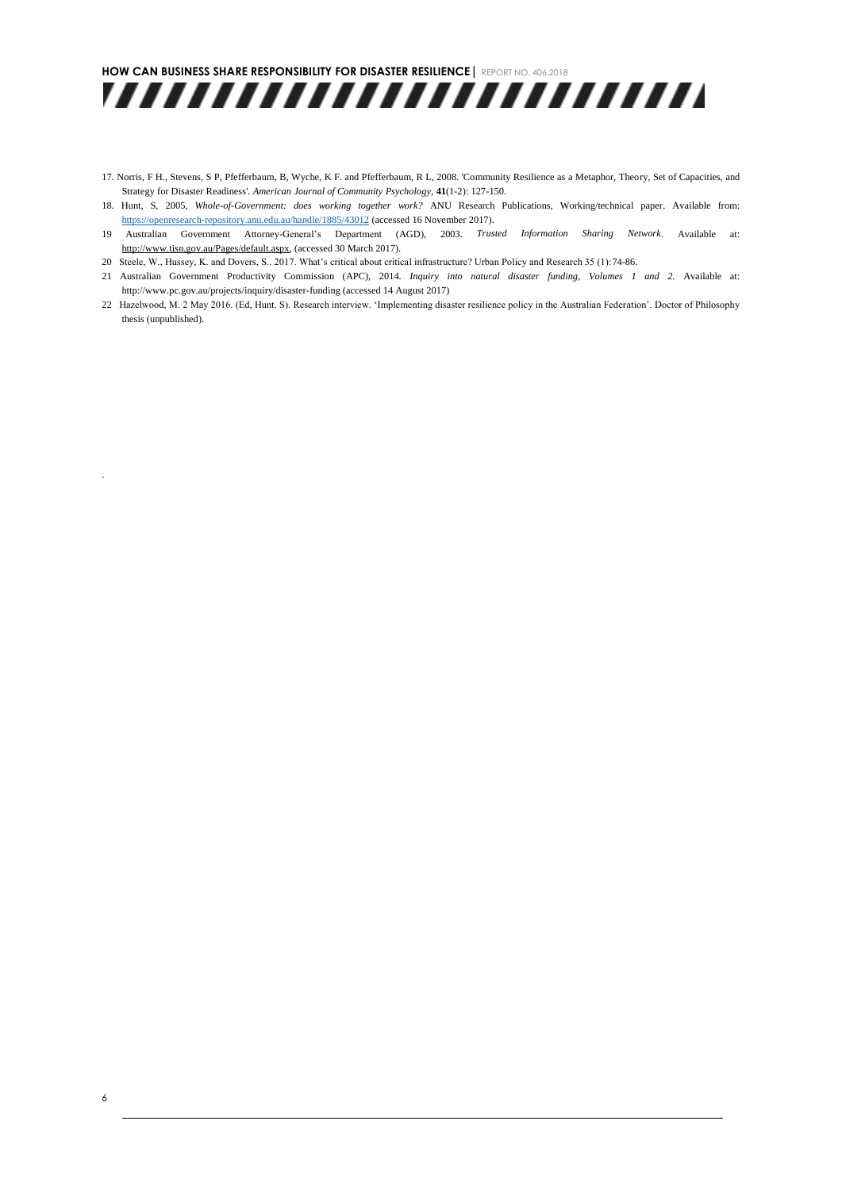17. Norris, F H., Stevens, S P, Pfefferbaum, B, Wyche, K F. and Pfefferbaum, R L, 2008. 'Community Resilience as a Metaphor, Theory, Set of Capacities, and Strategy for Disaster Readiness'. *American Journal of Community Psychology*, **41**(1-2): 127-150.

18. Hunt, S, 2005, *Whole-of-Government: does working together work?* ANU Research Publications, Working/technical paper. Available from: https://openresearch-repository.anu.edu.au/handle/1885/43012 (accessed 16 November 2017).

19 Australian Government Attorney-General's Department (AGD), 2003. *Trusted Information Sharing Network*. Available at: http://www.tisn.gov.au/Pages/default.aspx, (accessed 30 March 2017).

20 Steele, W., Hussey, K. and Dovers, S.. 2017. What's critical about critical infrastructure? Urban Policy and Research 35 (1):74-86.

21 Australian Government Productivity Commission (APC), 2014. *Inquiry into natural disaster funding, Volumes 1 and 2.* Available at: http://www.pc.gov.au/projects/inquiry/disaster-funding (accessed 14 August 2017)

22 Hazelwood, M. 2 May 2016. (Ed, Hunt. S). Research interview. 'Implementing disaster resilience policy in the Australian Federation'. Doctor of Philosophy thesis (unpublished).